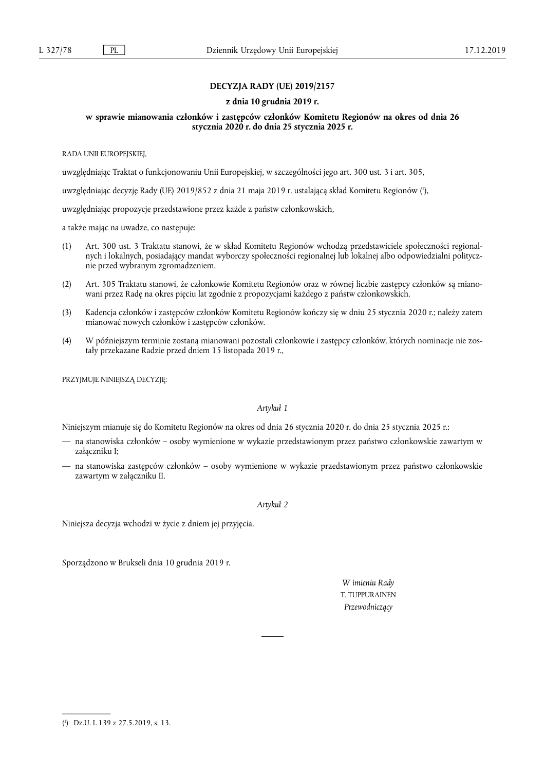# DECYZJA RADY (UE) 2019/2157

## z dnia 10 grudnia 2019 r.

## w sprawie mianowania członków i zastępców członków Komitetu Regionów na okres od dnia 26 stycznia 2020 r. do dnia 25 stycznia 2025 r.

RADA UNII EUROPEJSKIEJ,

uwzględniając Traktat o funkcjonowaniu Unii Europejskiej, w szczególności jego art. 300 ust. 3 i art. 305,

uwzględniając decyzję Rady (UE) 2019/852 z dnia 21 maja 2019 r. ustalającą skład Komitetu Regionów [1],

uwzględniając propozycje przedstawione przez każde z państw członkowskich,

a także mając na uwadze, co następuje:

(1) Art. 300 ust. 3 Traktatu stanowi, że w skład Komitetu Regionów wchodzą przedstawiciele społeczności regionalnych i lokalnych, posiadający mandat wyborczy społeczności regionalnej lub lokalnej albo odpowiedzialni politycznie przed wybranym zgromadzeniem.

(2) Art. 305 Traktatu stanowi, że członkowie Komitetu Regionów oraz w równej liczbie zastępcy członków są mianowani przez Radę na okres pięciu lat zgodnie z propozycjami każdego z państw członkowskich.

(3) Kadencja członków i zastępców członków Komitetu Regionów kończy się w dniu 25 stycznia 2020 r.; należy zatem mianować nowych członków i zastępców członków.

(4) W późniejszym terminie zostaną mianowani pozostali członkowie i zastępcy członków, których nominacje nie zostały przekazane Radzie przed dniem 15 listopada 2019 r.,

PRZYJMUJE NINIEJSZĄ DECYZJĘ:

*Artykuł 1*

Niniejszym mianuje się do Komitetu Regionów na okres od dnia 26 stycznia 2020 r. do dnia 25 stycznia 2025 r.:

- na stanowiska członków – osoby wymienione w wykazie przedstawionym przez państwo członkowskie zawartym w załączniku I;
- na stanowiska zastępców członków – osoby wymienione w wykazie przedstawionym przez państwo członkowskie zawartym w załączniku II.

*Artykuł 2*

Niniejsza decyzja wchodzi w życie z dniem jej przyjęcia.

Sporządzono w Brukseli dnia 10 grudnia 2019 r.

*W imieniu Rady*
T. TUPPURAINEN
*Przewodniczący*

---

[1] Dz.U. L 139 z 27.5.2019, s. 13.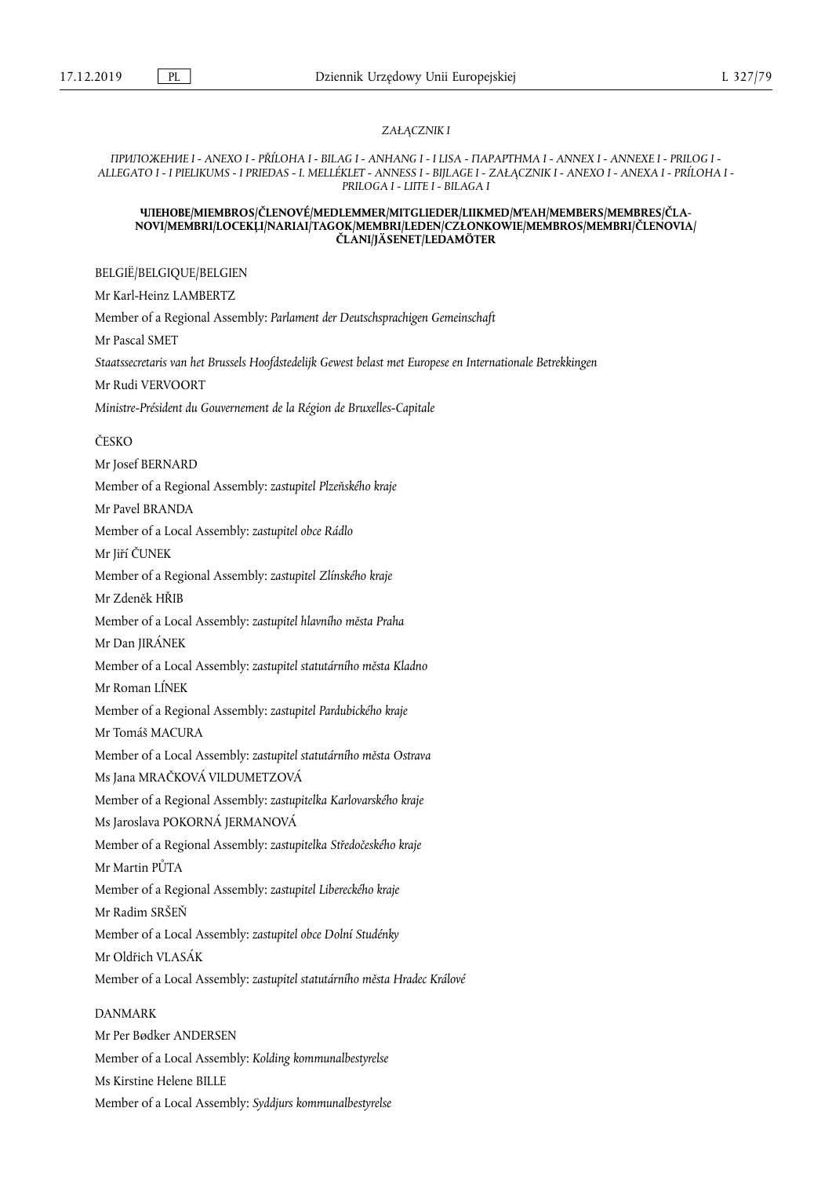*ZAŁĄCZNIK I*

*ПРИЛОЖЕНИЕ I - ANEXO I - PŘÍLOHA I - BILAG I - ANHANG I - I LISA - ΠΑΡΑΡΤΗΜΑ I - ANNEX I - ANNEXE I - PRILOG I - ALLEGATO I - I PIELIKUMS - I PRIEDAS - I. MELLÉKLET - ANNESS I - BIJLAGE I - ZAŁĄCZNIK I - ANEXO I - ANEXA I - PRÍLOHA I - PRILOGA I - LIITE I - BILAGA I*

**ЧЛЕНОВЕ/MIEMBROS/ČLENOVÉ/MEDLEMMER/MITGLIEDER/LIIKMED/ΜΈΛΗ/MEMBERS/MEMBRES/ČLANOVI/MEMBRI/LOCEKĻI/NARIAI/TAGOK/MEMBRI/LEDEN/CZŁONKOWIE/MEMBROS/MEMBRI/ČLENOVIA/ČLANI/JÄSENET/LEDAMÖTER**

BELGIË/BELGIQUE/BELGIEN

Mr Karl-Heinz LAMBERTZ

Member of a Regional Assembly: *Parlament der Deutschsprachigen Gemeinschaft*

Mr Pascal SMET

*Staatssecretaris van het Brussels Hoofdstedelijk Gewest belast met Europese en Internationale Betrekkingen*

Mr Rudi VERVOORT

*Ministre-Président du Gouvernement de la Région de Bruxelles-Capitale*

ČESKO

Mr Josef BERNARD

Member of a Regional Assembly: *zastupitel Plzeňského kraje*

Mr Pavel BRANDA

Member of a Local Assembly: *zastupitel obce Rádlo*

Mr Jiří ČUNEK

Member of a Regional Assembly: *zastupitel Zlínského kraje*

Mr Zdeněk HŘIB

Member of a Local Assembly: *zastupitel hlavního města Praha*

Mr Dan JIRÁNEK

Member of a Local Assembly: *zastupitel statutárního města Kladno*

Mr Roman LÍNEK

Member of a Regional Assembly: *zastupitel Pardubického kraje*

Mr Tomáš MACURA

Member of a Local Assembly: *zastupitel statutárního města Ostrava*

Ms Jana MRAČKOVÁ VILDUMETZOVÁ

Member of a Regional Assembly: *zastupitelka Karlovarského kraje*

Ms Jaroslava POKORNÁ JERMANOVÁ

Member of a Regional Assembly: *zastupitelka Středočeského kraje*

Mr Martin PŮTA

Member of a Regional Assembly: *zastupitel Libereckého kraje*

Mr Radim SRŠEŇ

Member of a Local Assembly: *zastupitel obce Dolní Studénky*

Mr Oldřich VLASÁK

Member of a Local Assembly: *zastupitel statutárního města Hradec Králové*

DANMARK

Mr Per Bødker ANDERSEN

Member of a Local Assembly: *Kolding kommunalbestyrelse*

Ms Kirstine Helene BILLE

Member of a Local Assembly: *Syddjurs kommunalbestyrelse*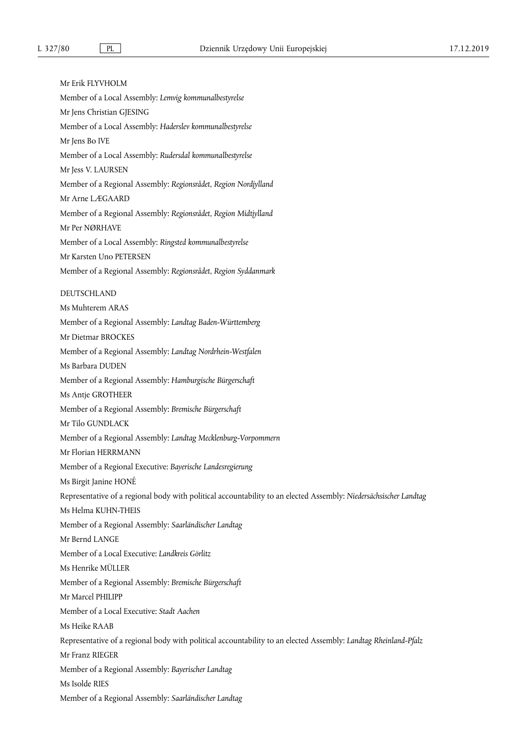Mr Erik FLYVHOLM

Member of a Local Assembly: *Lemvig kommunalbestyrelse*

Mr Jens Christian GJESING

Member of a Local Assembly: *Haderslev kommunalbestyrelse*

Mr Jens Bo IVE

Member of a Local Assembly: *Rudersdal kommunalbestyrelse*

Mr Jess V. LAURSEN

Member of a Regional Assembly: *Regionsrådet, Region Nordjylland*

Mr Arne LÆGAARD

Member of a Regional Assembly: *Regionsrådet, Region Midtjylland*

Mr Per NØRHAVE

Member of a Local Assembly: *Ringsted kommunalbestyrelse*

Mr Karsten Uno PETERSEN

Member of a Regional Assembly: *Regionsrådet, Region Syddanmark*

DEUTSCHLAND

Ms Muhterem ARAS

Member of a Regional Assembly: *Landtag Baden-Württemberg*

Mr Dietmar BROCKES

Member of a Regional Assembly: *Landtag Nordrhein-Westfalen*

Ms Barbara DUDEN

Member of a Regional Assembly: *Hamburgische Bürgerschaft*

Ms Antje GROTHEER

Member of a Regional Assembly: *Bremische Bürgerschaft*

Mr Tilo GUNDLACK

Member of a Regional Assembly: *Landtag Mecklenburg-Vorpommern*

Mr Florian HERRMANN

Member of a Regional Executive: *Bayerische Landesregierung*

Ms Birgit Janine HONÉ

Representative of a regional body with political accountability to an elected Assembly: *Niedersächsischer Landtag*

Ms Helma KUHN-THEIS

Member of a Regional Assembly: *Saarländischer Landtag*

Mr Bernd LANGE

Member of a Local Executive: *Landkreis Görlitz*

Ms Henrike MÜLLER

Member of a Regional Assembly: *Bremische Bürgerschaft*

Mr Marcel PHILIPP

Member of a Local Executive: *Stadt Aachen*

Ms Heike RAAB

Representative of a regional body with political accountability to an elected Assembly: *Landtag Rheinland-Pfalz*

Mr Franz RIEGER

Member of a Regional Assembly: *Bayerischer Landtag*

Ms Isolde RIES

Member of a Regional Assembly: *Saarländischer Landtag*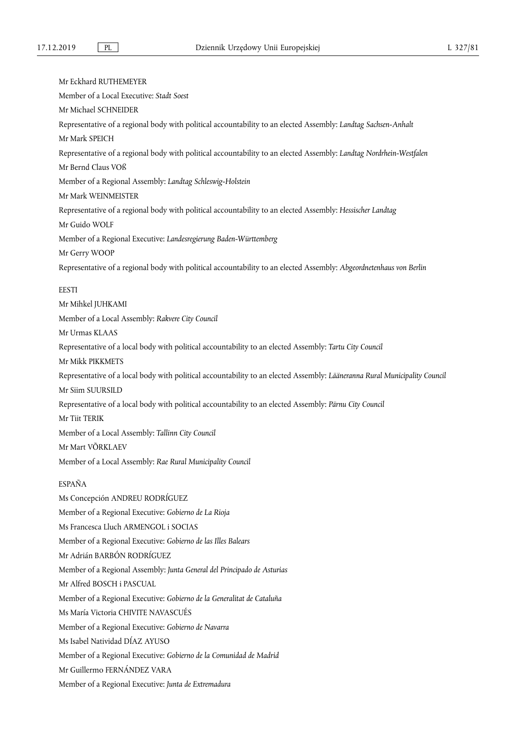Mr Eckhard RUTHEMEYER

Member of a Local Executive: *Stadt Soest*

Mr Michael SCHNEIDER

Representative of a regional body with political accountability to an elected Assembly: *Landtag Sachsen-Anhalt*

Mr Mark SPEICH

Representative of a regional body with political accountability to an elected Assembly: *Landtag Nordrhein-Westfalen*

Mr Bernd Claus VOß

Member of a Regional Assembly: *Landtag Schleswig-Holstein*

Mr Mark WEINMEISTER

Representative of a regional body with political accountability to an elected Assembly: *Hessischer Landtag*

Mr Guido WOLF

Member of a Regional Executive: *Landesregierung Baden-Württemberg*

Mr Gerry WOOP

Representative of a regional body with political accountability to an elected Assembly: *Abgeordnetenhaus von Berlin*

EESTI

Mr Mihkel JUHKAMI

Member of a Local Assembly: *Rakvere City Council*

Mr Urmas KLAAS

Representative of a local body with political accountability to an elected Assembly: *Tartu City Council*

Mr Mikk PIKKMETS

Representative of a local body with political accountability to an elected Assembly: *Lääneranna Rural Municipality Council*

Mr Siim SUURSILD

Representative of a local body with political accountability to an elected Assembly: *Pärnu City Council*

Mr Tiit TERIK

Member of a Local Assembly: *Tallinn City Council*

Mr Mart VÕRKLAEV

Member of a Local Assembly: *Rae Rural Municipality Council*

ESPAÑA

Ms Concepción ANDREU RODRÍGUEZ

Member of a Regional Executive: *Gobierno de La Rioja*

Ms Francesca Lluch ARMENGOL i SOCIAS

Member of a Regional Executive: *Gobierno de las Illes Balears*

Mr Adrián BARBÓN RODRÍGUEZ

Member of a Regional Assembly: *Junta General del Principado de Asturias*

Mr Alfred BOSCH i PASCUAL

Member of a Regional Executive: *Gobierno de la Generalitat de Cataluña*

Ms María Victoria CHIVITE NAVASCUÉS

Member of a Regional Executive: *Gobierno de Navarra*

Ms Isabel Natividad DÍAZ AYUSO

Member of a Regional Executive: *Gobierno de la Comunidad de Madrid*

Mr Guillermo FERNÁNDEZ VARA

Member of a Regional Executive: *Junta de Extremadura*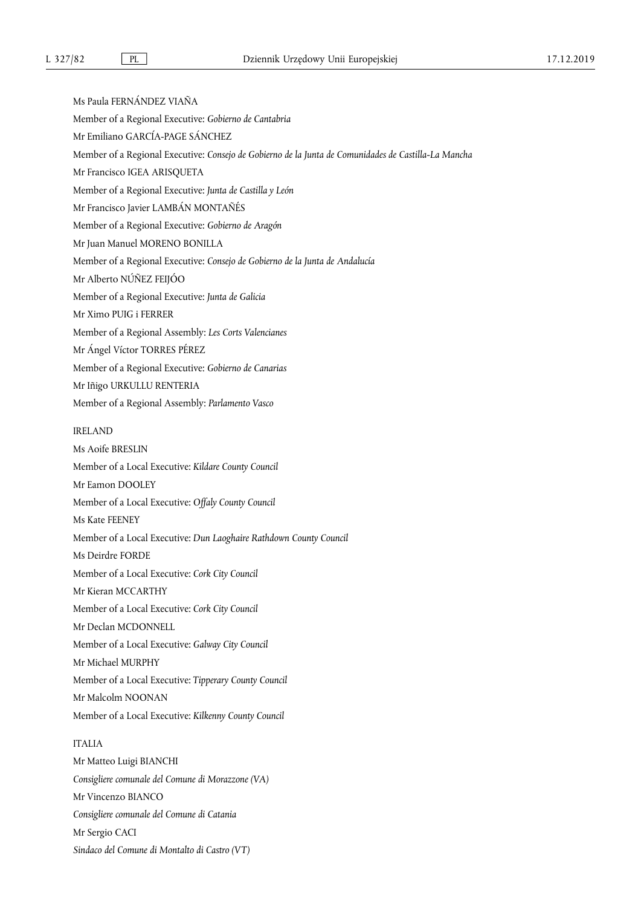Ms Paula FERNÁNDEZ VIAÑA

Member of a Regional Executive: *Gobierno de Cantabria*

Mr Emiliano GARCÍA-PAGE SÁNCHEZ

Member of a Regional Executive: *Consejo de Gobierno de la Junta de Comunidades de Castilla-La Mancha*

Mr Francisco IGEA ARISQUETA

Member of a Regional Executive: *Junta de Castilla y León*

Mr Francisco Javier LAMBÁN MONTAÑÉS

Member of a Regional Executive: *Gobierno de Aragón*

Mr Juan Manuel MORENO BONILLA

Member of a Regional Executive: *Consejo de Gobierno de la Junta de Andalucía*

Mr Alberto NÚÑEZ FEIJÓO

Member of a Regional Executive: *Junta de Galicia*

Mr Ximo PUIG i FERRER

Member of a Regional Assembly: *Les Corts Valencianes*

Mr Ángel Víctor TORRES PÉREZ

Member of a Regional Executive: *Gobierno de Canarias*

Mr Iñigo URKULLU RENTERIA

Member of a Regional Assembly: *Parlamento Vasco*

IRELAND

Ms Aoife BRESLIN

Member of a Local Executive: *Kildare County Council*

Mr Eamon DOOLEY

Member of a Local Executive: *Offaly County Council*

Ms Kate FEENEY

Member of a Local Executive: *Dun Laoghaire Rathdown County Council*

Ms Deirdre FORDE

Member of a Local Executive: *Cork City Council*

Mr Kieran MCCARTHY

Member of a Local Executive: *Cork City Council*

Mr Declan MCDONNELL

Member of a Local Executive: *Galway City Council*

Mr Michael MURPHY

Member of a Local Executive: *Tipperary County Council*

Mr Malcolm NOONAN

Member of a Local Executive: *Kilkenny County Council*

ITALIA

Mr Matteo Luigi BIANCHI

*Consigliere comunale del Comune di Morazzone (VA)*

Mr Vincenzo BIANCO

*Consigliere comunale del Comune di Catania*

Mr Sergio CACI

*Sindaco del Comune di Montalto di Castro (VT)*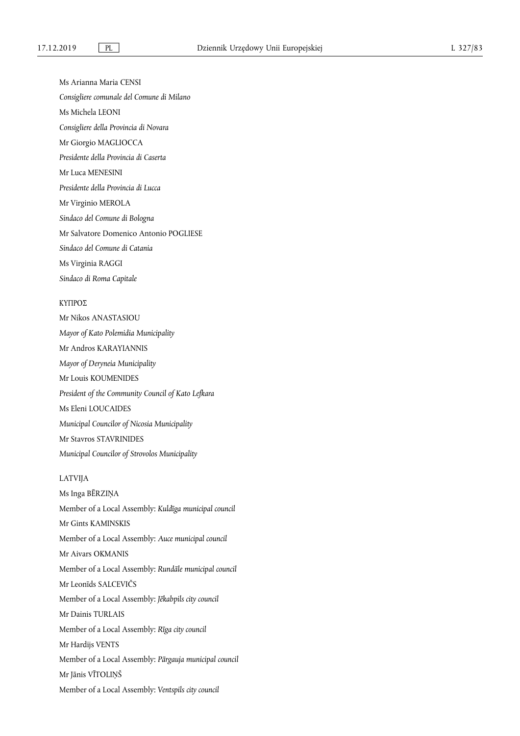Ms Arianna Maria CENSI

*Consigliere comunale del Comune di Milano*

Ms Michela LEONI

*Consigliere della Provincia di Novara*

Mr Giorgio MAGLIOCCA

*Presidente della Provincia di Caserta*

Mr Luca MENESINI

*Presidente della Provincia di Lucca*

Mr Virginio MEROLA

*Sindaco del Comune di Bologna*

Mr Salvatore Domenico Antonio POGLIESE

*Sindaco del Comune di Catania*

Ms Virginia RAGGI

*Sindaco di Roma Capitale*

ΚΥΠΡΟΣ

Mr Nikos ANASTASIOU

*Mayor of Kato Polemidia Municipality*

Mr Andros KARAYIANNIS

*Mayor of Deryneia Municipality*

Mr Louis KOUMENIDES

*President of the Community Council of Kato Lefkara*

Ms Eleni LOUCAIDES

*Municipal Councilor of Nicosia Municipality*

Mr Stavros STAVRINIDES

*Municipal Councilor of Strovolos Municipality*

LATVIJA

Ms Inga BĒRZIŅA

Member of a Local Assembly: *Kuldīga municipal council*

Mr Gints KAMINSKIS

Member of a Local Assembly: *Auce municipal council*

Mr Aivars OKMANIS

Member of a Local Assembly: *Rundāle municipal council*

Mr Leonīds SALCEVIČS

Member of a Local Assembly: *Jēkabpils city council*

Mr Dainis TURLAIS

Member of a Local Assembly: *Rīga city council*

Mr Hardijs VENTS

Member of a Local Assembly: *Pārgauja municipal council*

Mr Jānis VĪTOLIŅŠ

Member of a Local Assembly: *Ventspils city council*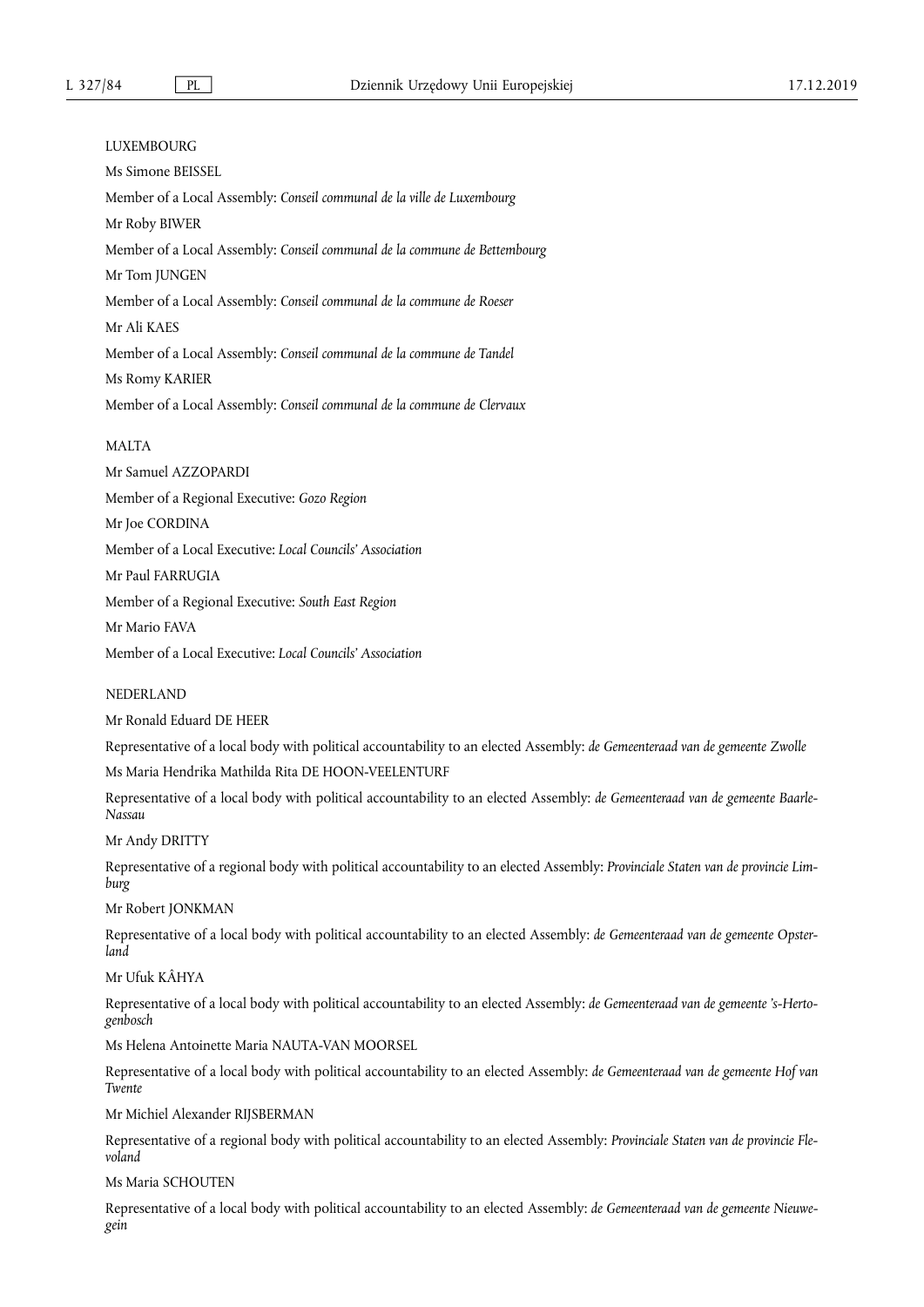LUXEMBOURG

Ms Simone BEISSEL

Member of a Local Assembly: *Conseil communal de la ville de Luxembourg*

Mr Roby BIWER

Member of a Local Assembly: *Conseil communal de la commune de Bettembourg*

Mr Tom JUNGEN

Member of a Local Assembly: *Conseil communal de la commune de Roeser*

Mr Ali KAES

Member of a Local Assembly: *Conseil communal de la commune de Tandel*

Ms Romy KARIER

Member of a Local Assembly: *Conseil communal de la commune de Clervaux*

MALTA

Mr Samuel AZZOPARDI

Member of a Regional Executive: *Gozo Region*

Mr Joe CORDINA

Member of a Local Executive: *Local Councils' Association*

Mr Paul FARRUGIA

Member of a Regional Executive: *South East Region*

Mr Mario FAVA

Member of a Local Executive: *Local Councils' Association*

NEDERLAND

Mr Ronald Eduard DE HEER

Representative of a local body with political accountability to an elected Assembly: *de Gemeenteraad van de gemeente Zwolle*

Ms Maria Hendrika Mathilda Rita DE HOON-VEELENTURF

Representative of a local body with political accountability to an elected Assembly: *de Gemeenteraad van de gemeente Baarle-Nassau*

Mr Andy DRITTY

Representative of a regional body with political accountability to an elected Assembly: *Provinciale Staten van de provincie Limburg*

Mr Robert JONKMAN

Representative of a local body with political accountability to an elected Assembly: *de Gemeenteraad van de gemeente Opsterland*

Mr Ufuk KÂHYA

Representative of a local body with political accountability to an elected Assembly: *de Gemeenteraad van de gemeente 's-Hertogenbosch*

Ms Helena Antoinette Maria NAUTA-VAN MOORSEL

Representative of a local body with political accountability to an elected Assembly: *de Gemeenteraad van de gemeente Hof van Twente*

Mr Michiel Alexander RIJSBERMAN

Representative of a regional body with political accountability to an elected Assembly: *Provinciale Staten van de provincie Flevoland*

Ms Maria SCHOUTEN

Representative of a local body with political accountability to an elected Assembly: *de Gemeenteraad van de gemeente Nieuwegein*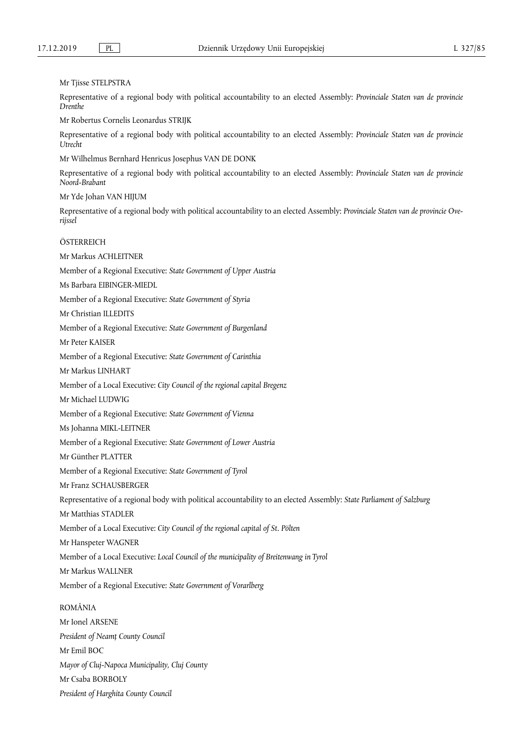Mr Tjisse STELPSTRA

Representative of a regional body with political accountability to an elected Assembly: *Provinciale Staten van de provincie Drenthe*

Mr Robertus Cornelis Leonardus STRIJK

Representative of a regional body with political accountability to an elected Assembly: *Provinciale Staten van de provincie Utrecht*

Mr Wilhelmus Bernhard Henricus Josephus VAN DE DONK

Representative of a regional body with political accountability to an elected Assembly: *Provinciale Staten van de provincie Noord-Brabant*

Mr Yde Johan VAN HIJUM

Representative of a regional body with political accountability to an elected Assembly: *Provinciale Staten van de provincie Overijssel*

ÖSTERREICH

Mr Markus ACHLEITNER

Member of a Regional Executive: *State Government of Upper Austria*

Ms Barbara EIBINGER-MIEDL

Member of a Regional Executive: *State Government of Styria*

Mr Christian ILLEDITS

Member of a Regional Executive: *State Government of Burgenland*

Mr Peter KAISER

Member of a Regional Executive: *State Government of Carinthia*

Mr Markus LINHART

Member of a Local Executive: *City Council of the regional capital Bregenz*

Mr Michael LUDWIG

Member of a Regional Executive: *State Government of Vienna*

Ms Johanna MIKL-LEITNER

Member of a Regional Executive: *State Government of Lower Austria*

Mr Günther PLATTER

Member of a Regional Executive: *State Government of Tyrol*

Mr Franz SCHAUSBERGER

Representative of a regional body with political accountability to an elected Assembly: *State Parliament of Salzburg*

Mr Matthias STADLER

Member of a Local Executive: *City Council of the regional capital of St. Pölten*

Mr Hanspeter WAGNER

Member of a Local Executive: *Local Council of the municipality of Breitenwang in Tyrol*

Mr Markus WALLNER

Member of a Regional Executive: *State Government of Vorarlberg*

ROMÂNIA

Mr Ionel ARSENE

*President of Neamț County Council*

Mr Emil BOC

*Mayor of Cluj-Napoca Municipality, Cluj County*

Mr Csaba BORBOLY

*President of Harghita County Council*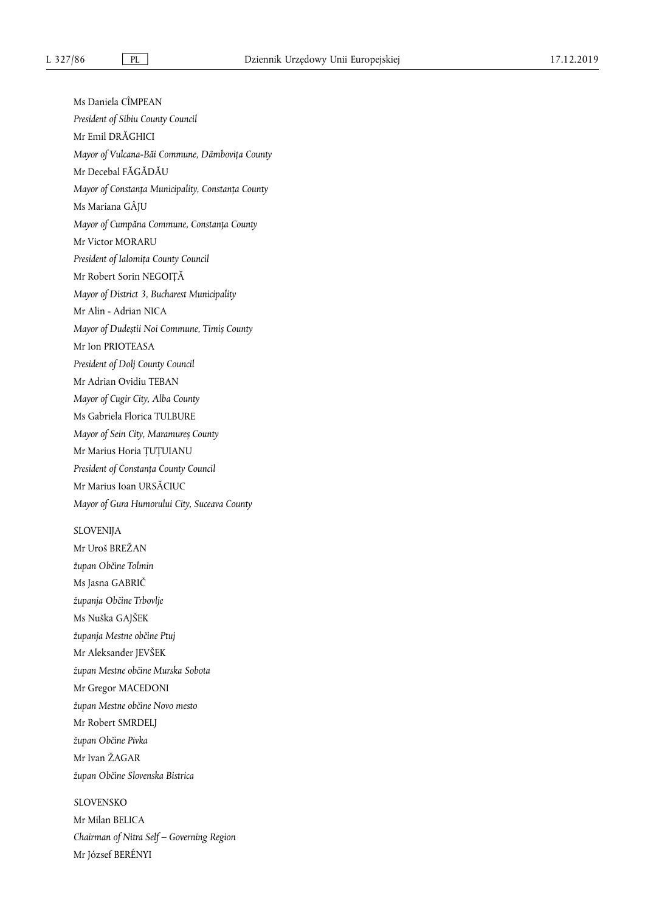Ms Daniela CÎMPEAN

*President of Sibiu County Council*

Mr Emil DRĂGHICI

*Mayor of Vulcana-Băi Commune, Dâmbovița County*

Mr Decebal FĂGĂDĂU

*Mayor of Constanța Municipality, Constanța County*

Ms Mariana GÂJU

*Mayor of Cumpăna Commune, Constanța County*

Mr Victor MORARU

*President of Ialomița County Council*

Mr Robert Sorin NEGOIȚĂ

*Mayor of District 3, Bucharest Municipality*

Mr Alin - Adrian NICA

*Mayor of Dudeștii Noi Commune, Timiș County*

Mr Ion PRIOTEASA

*President of Dolj County Council*

Mr Adrian Ovidiu TEBAN

*Mayor of Cugir City, Alba County*

Ms Gabriela Florica TULBURE

*Mayor of Sein City, Maramureș County*

Mr Marius Horia ȚUȚUIANU

*President of Constanța County Council*

Mr Marius Ioan URSĂCIUC

*Mayor of Gura Humorului City, Suceava County*

SLOVENIJA

Mr Uroš BREŽAN

*župan Občine Tolmin*

Ms Jasna GABRIČ

*županja Občine Trbovlje*

Ms Nuška GAJŠEK

*županja Mestne občine Ptuj*

Mr Aleksander JEVŠEK

*župan Mestne občine Murska Sobota*

Mr Gregor MACEDONI

*župan Mestne občine Novo mesto*

Mr Robert SMRDELJ

*župan Občine Pivka*

Mr Ivan ŽAGAR

*župan Občine Slovenska Bistrica*

SLOVENSKO

Mr Milan BELICA

*Chairman of Nitra Self – Governing Region*

Mr József BERÉNYI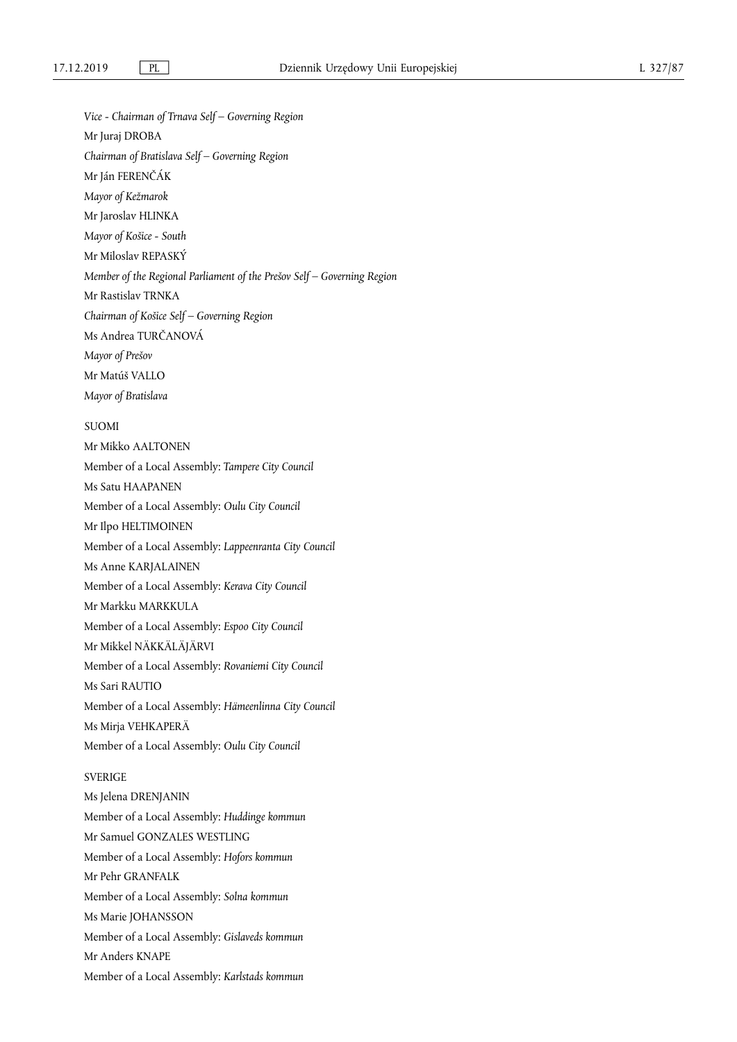*Vice - Chairman of Trnava Self – Governing Region*

Mr Juraj DROBA

*Chairman of Bratislava Self – Governing Region*

Mr Ján FERENČÁK

*Mayor of Kežmarok*

Mr Jaroslav HLINKA

*Mayor of Košice - South*

Mr Miloslav REPASKÝ

*Member of the Regional Parliament of the Prešov Self – Governing Region*

Mr Rastislav TRNKA

*Chairman of Košice Self – Governing Region*

Ms Andrea TURČANOVÁ

*Mayor of Prešov*

Mr Matúš VALLO

*Mayor of Bratislava*

SUOMI

Mr Mikko AALTONEN

Member of a Local Assembly: *Tampere City Council*

Ms Satu HAAPANEN

Member of a Local Assembly: *Oulu City Council*

Mr Ilpo HELTIMOINEN

Member of a Local Assembly: *Lappeenranta City Council*

Ms Anne KARJALAINEN

Member of a Local Assembly: *Kerava City Council*

Mr Markku MARKKULA

Member of a Local Assembly: *Espoo City Council*

Mr Mikkel NÄKKÄLÄJÄRVI

Member of a Local Assembly: *Rovaniemi City Council*

Ms Sari RAUTIO

Member of a Local Assembly: *Hämeenlinna City Council*

Ms Mirja VEHKAPERÄ

Member of a Local Assembly: *Oulu City Council*

SVERIGE

Ms Jelena DRENJANIN

Member of a Local Assembly: *Huddinge kommun*

Mr Samuel GONZALES WESTLING

Member of a Local Assembly: *Hofors kommun*

Mr Pehr GRANFALK

Member of a Local Assembly: *Solna kommun*

Ms Marie JOHANSSON

Member of a Local Assembly: *Gislaveds kommun*

Mr Anders KNAPE

Member of a Local Assembly: *Karlstads kommun*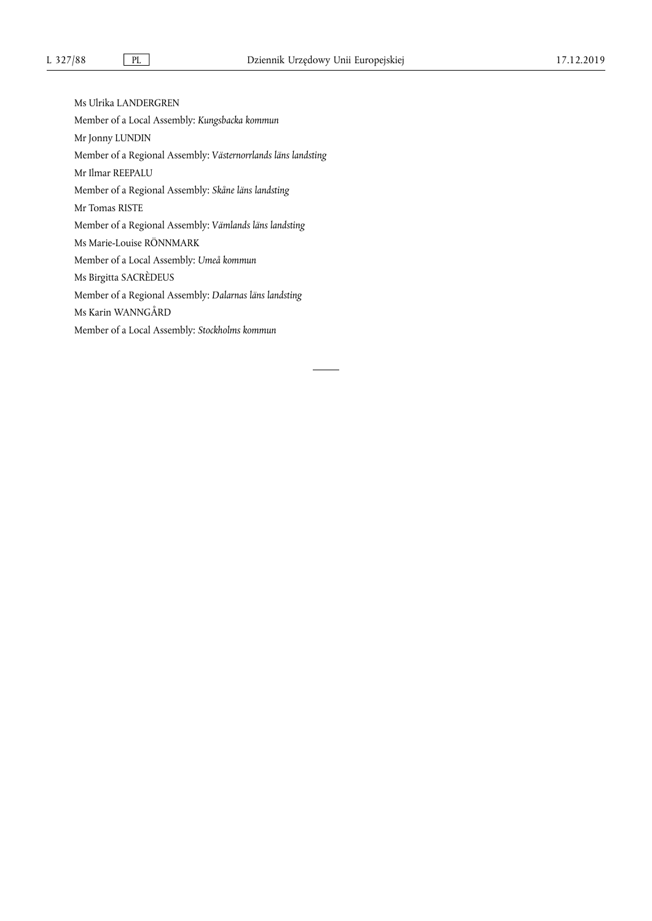Ms Ulrika LANDERGREN

Member of a Local Assembly: *Kungsbacka kommun*

Mr Jonny LUNDIN

Member of a Regional Assembly: *Västernorrlands läns landsting*

Mr Ilmar REEPALU

Member of a Regional Assembly: *Skåne läns landsting*

Mr Tomas RISTE

Member of a Regional Assembly: *Värmlands läns landsting*

Ms Marie-Louise RÖNNMARK

Member of a Local Assembly: *Umeå kommun*

Ms Birgitta SACRÈDEUS

Member of a Regional Assembly: *Dalarnas läns landsting*

Ms Karin WANNGÅRD

Member of a Local Assembly: *Stockholms kommun*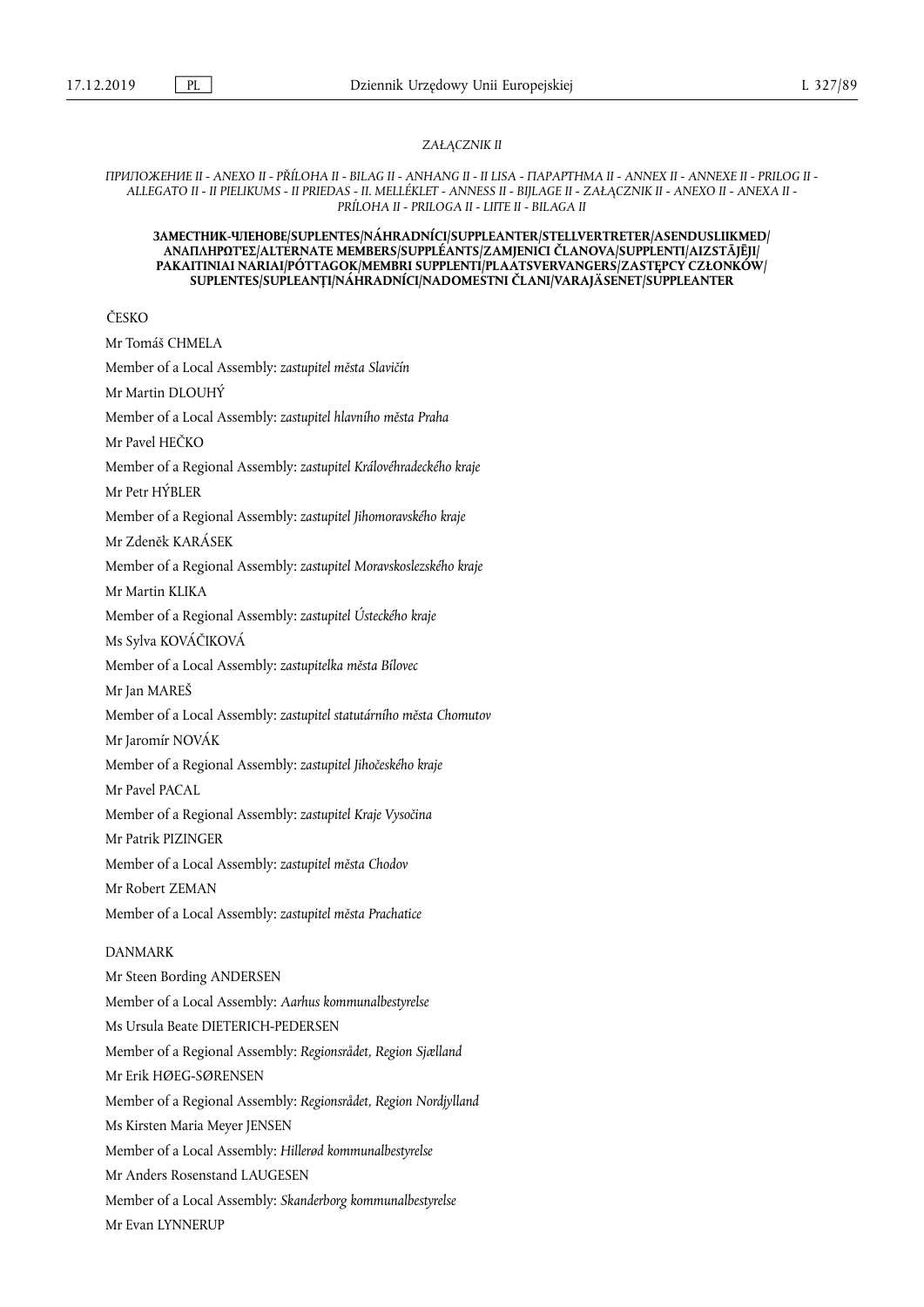*ZAŁĄCZNIK II*

*ПРИЛОЖЕНИЕ II - ANEXO II - PŘÍLOHA II - BILAG II - ANHANG II - II LISA - ΠΑΡΑΡΤΗΜΑ II - ANNEX II - ANNEXE II - PRILOG II - ALLEGATO II - II PIELIKUMS - II PRIEDAS - II. MELLÉKLET - ANNESS II - BIJLAGE II - ZAŁĄCZNIK II - ANEXO II - ANEXA II - PRÍLOHA II - PRILOGA II - LIITE II - BILAGA II*

**ЗАМЕСТНИК-ЧЛЕНОВЕ/SUPLENTES/NÁHRADNÍCI/SUPPLEANTER/STELLVERTRETER/ASENDUSLIIKMED/ ΑΝΑΠΛΗΡΩΤΈΣ/ALTERNATE MEMBERS/SUPPLÉANTS/ZAMJENICI ČLANOVA/SUPPLENTI/AIZSTĀJĒJI/ PAKAITINIAI NARIAI/PÓTTAGOK/MEMBRI SUPPLENTI/PLAATSVERVANGERS/ZASTĘPCY CZŁONKÓW/ SUPLENTES/SUPLEANȚI/NÁHRADNÍCI/NADOMESTNI ČLANI/VARAJÄSENET/SUPPLEANTER**

ČESKO

Mr Tomáš CHMELA

Member of a Local Assembly: *zastupitel města Slavičín*

Mr Martin DLOUHÝ

Member of a Local Assembly: *zastupitel hlavního města Praha*

Mr Pavel HEČKO

Member of a Regional Assembly: *zastupitel Královéhradeckého kraje*

Mr Petr HÝBLER

Member of a Regional Assembly: *zastupitel Jihomoravského kraje*

Mr Zdeněk KARÁSEK

Member of a Regional Assembly: *zastupitel Moravskoslezského kraje*

Mr Martin KLIKA

Member of a Regional Assembly: *zastupitel Ústeckého kraje*

Ms Sylva KOVÁČIKOVÁ

Member of a Local Assembly: *zastupitelka města Bílovec*

Mr Jan MAREŠ

Member of a Local Assembly: *zastupitel statutárního města Chomutov*

Mr Jaromír NOVÁK

Member of a Regional Assembly: *zastupitel Jihočeského kraje*

Mr Pavel PACAL

Member of a Regional Assembly: *zastupitel Kraje Vysočina*

Mr Patrik PIZINGER

Member of a Local Assembly: *zastupitel města Chodov*

Mr Robert ZEMAN

Member of a Local Assembly: *zastupitel města Prachatice*

DANMARK

Mr Steen Bording ANDERSEN

Member of a Local Assembly: *Aarhus kommunalbestyrelse*

Ms Ursula Beate DIETERICH-PEDERSEN

Member of a Regional Assembly: *Regionsrådet, Region Sjælland*

Mr Erik HØEG-SØRENSEN

Member of a Regional Assembly: *Regionsrådet, Region Nordjylland*

Ms Kirsten Maria Meyer JENSEN

Member of a Local Assembly: *Hillerød kommunalbestyrelse*

Mr Anders Rosenstand LAUGESEN

Member of a Local Assembly: *Skanderborg kommunalbestyrelse*

Mr Evan LYNNERUP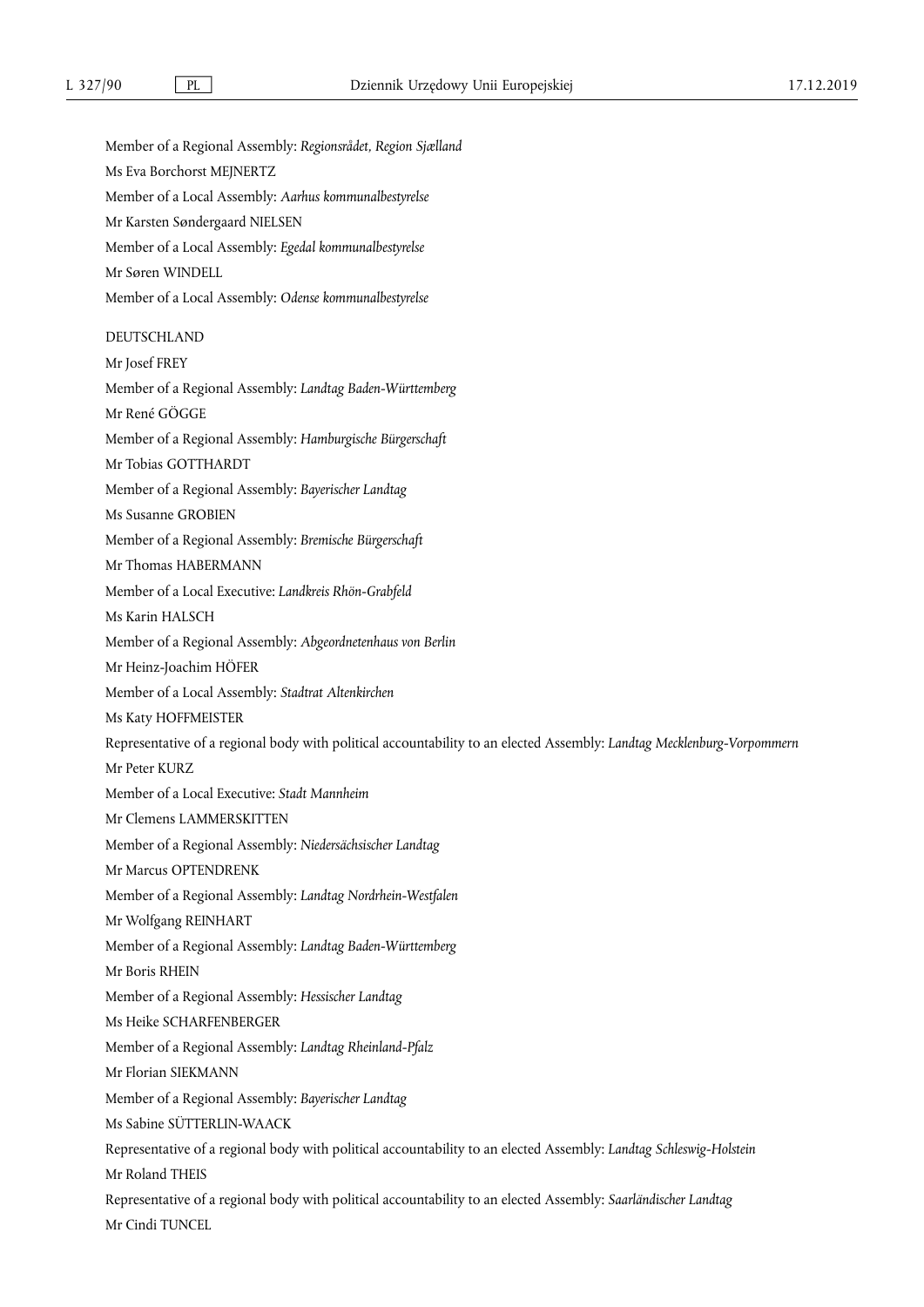Member of a Regional Assembly: *Regionsrådet, Region Sjælland*

Ms Eva Borchorst MEJNERTZ

Member of a Local Assembly: *Aarhus kommunalbestyrelse*

Mr Karsten Søndergaard NIELSEN

Member of a Local Assembly: *Egedal kommunalbestyrelse*

Mr Søren WINDELL

Member of a Local Assembly: *Odense kommunalbestyrelse*

DEUTSCHLAND

Mr Josef FREY

Member of a Regional Assembly: *Landtag Baden-Württemberg*

Mr René GÖGGE

Member of a Regional Assembly: *Hamburgische Bürgerschaft*

Mr Tobias GOTTHARDT

Member of a Regional Assembly: *Bayerischer Landtag*

Ms Susanne GROBIEN

Member of a Regional Assembly: *Bremische Bürgerschaft*

Mr Thomas HABERMANN

Member of a Local Executive: *Landkreis Rhön-Grabfeld*

Ms Karin HALSCH

Member of a Regional Assembly: *Abgeordnetenhaus von Berlin*

Mr Heinz-Joachim HÖFER

Member of a Local Assembly: *Stadtrat Altenkirchen*

Ms Katy HOFFMEISTER

Representative of a regional body with political accountability to an elected Assembly: *Landtag Mecklenburg-Vorpommern*

Mr Peter KURZ

Member of a Local Executive: *Stadt Mannheim*

Mr Clemens LAMMERSKITTEN

Member of a Regional Assembly: *Niedersächsischer Landtag*

Mr Marcus OPTENDRENK

Member of a Regional Assembly: *Landtag Nordrhein-Westfalen*

Mr Wolfgang REINHART

Member of a Regional Assembly: *Landtag Baden-Württemberg*

Mr Boris RHEIN

Member of a Regional Assembly: *Hessischer Landtag*

Ms Heike SCHARFENBERGER

Member of a Regional Assembly: *Landtag Rheinland-Pfalz*

Mr Florian SIEKMANN

Member of a Regional Assembly: *Bayerischer Landtag*

Ms Sabine SÜTTERLIN-WAACK

Representative of a regional body with political accountability to an elected Assembly: *Landtag Schleswig-Holstein*

Mr Roland THEIS

Representative of a regional body with political accountability to an elected Assembly: *Saarländischer Landtag*

Mr Cindi TUNCEL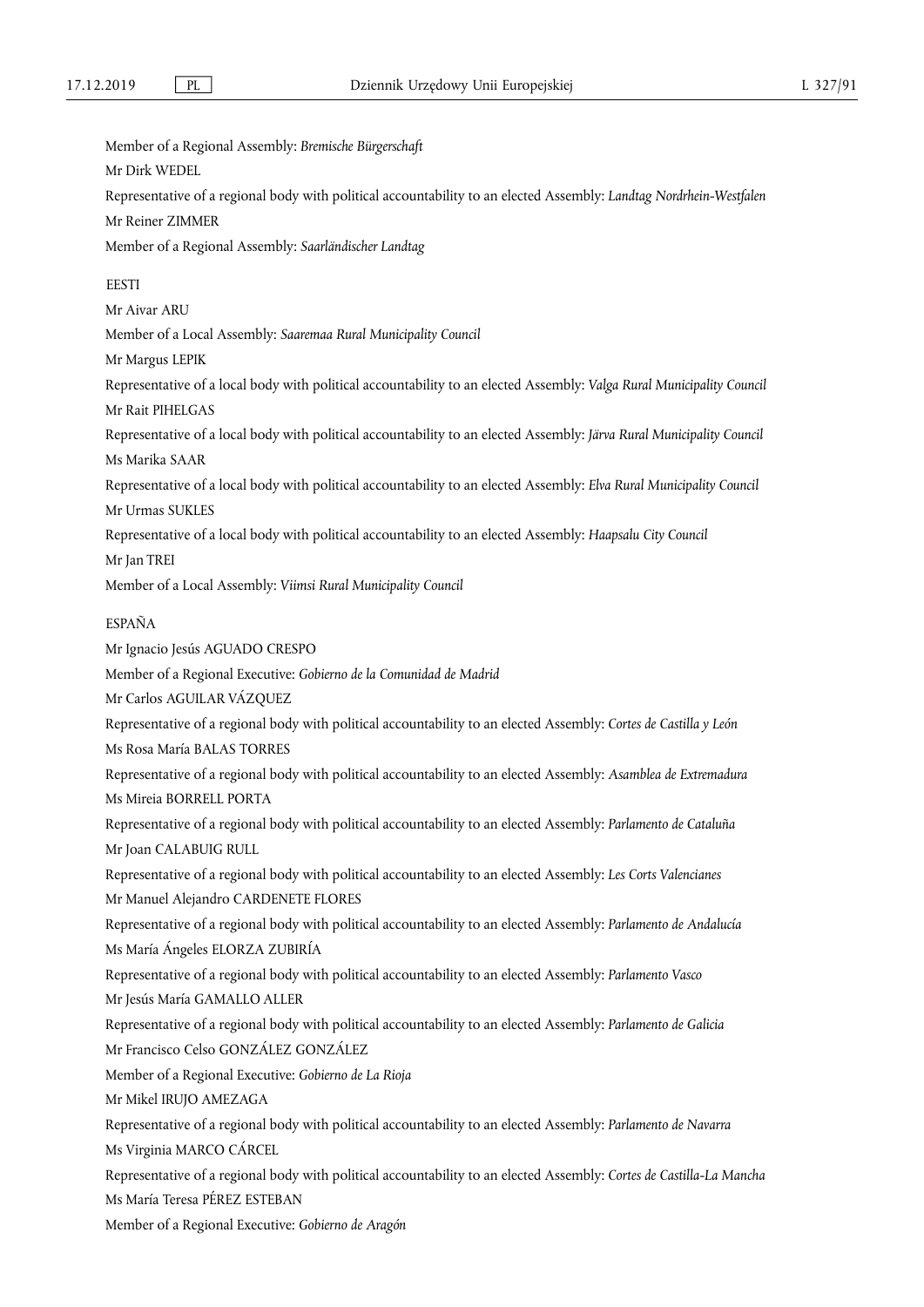Member of a Regional Assembly: *Bremische Bürgerschaft*

Mr Dirk WEDEL

Representative of a regional body with political accountability to an elected Assembly: *Landtag Nordrhein-Westfalen*

Mr Reiner ZIMMER

Member of a Regional Assembly: *Saarländischer Landtag*

EESTI

Mr Aivar ARU

Member of a Local Assembly: *Saaremaa Rural Municipality Council*

Mr Margus LEPIK

Representative of a local body with political accountability to an elected Assembly: *Valga Rural Municipality Council*

Mr Rait PIHELGAS

Representative of a local body with political accountability to an elected Assembly: *Järva Rural Municipality Council*

Ms Marika SAAR

Representative of a local body with political accountability to an elected Assembly: *Elva Rural Municipality Council*

Mr Urmas SUKLES

Representative of a local body with political accountability to an elected Assembly: *Haapsalu City Council*

Mr Jan TREI

Member of a Local Assembly: *Viimsi Rural Municipality Council*

ESPAÑA

Mr Ignacio Jesús AGUADO CRESPO

Member of a Regional Executive: *Gobierno de la Comunidad de Madrid*

Mr Carlos AGUILAR VÁZQUEZ

Representative of a regional body with political accountability to an elected Assembly: *Cortes de Castilla y León*

Ms Rosa María BALAS TORRES

Representative of a regional body with political accountability to an elected Assembly: *Asamblea de Extremadura*

Ms Mireia BORRELL PORTA

Representative of a regional body with political accountability to an elected Assembly: *Parlamento de Cataluña*

Mr Joan CALABUIG RULL

Representative of a regional body with political accountability to an elected Assembly: *Les Corts Valencianes*

Mr Manuel Alejandro CARDENETE FLORES

Representative of a regional body with political accountability to an elected Assembly: *Parlamento de Andalucía*

Ms María Ángeles ELORZA ZUBIRÍA

Representative of a regional body with political accountability to an elected Assembly: *Parlamento Vasco*

Mr Jesús María GAMALLO ALLER

Representative of a regional body with political accountability to an elected Assembly: *Parlamento de Galicia*

Mr Francisco Celso GONZÁLEZ GONZÁLEZ

Member of a Regional Executive: *Gobierno de La Rioja*

Mr Mikel IRUJO AMEZAGA

Representative of a regional body with political accountability to an elected Assembly: *Parlamento de Navarra*

Ms Virginia MARCO CÁRCEL

Representative of a regional body with political accountability to an elected Assembly: *Cortes de Castilla-La Mancha*

Ms María Teresa PÉREZ ESTEBAN

Member of a Regional Executive: *Gobierno de Aragón*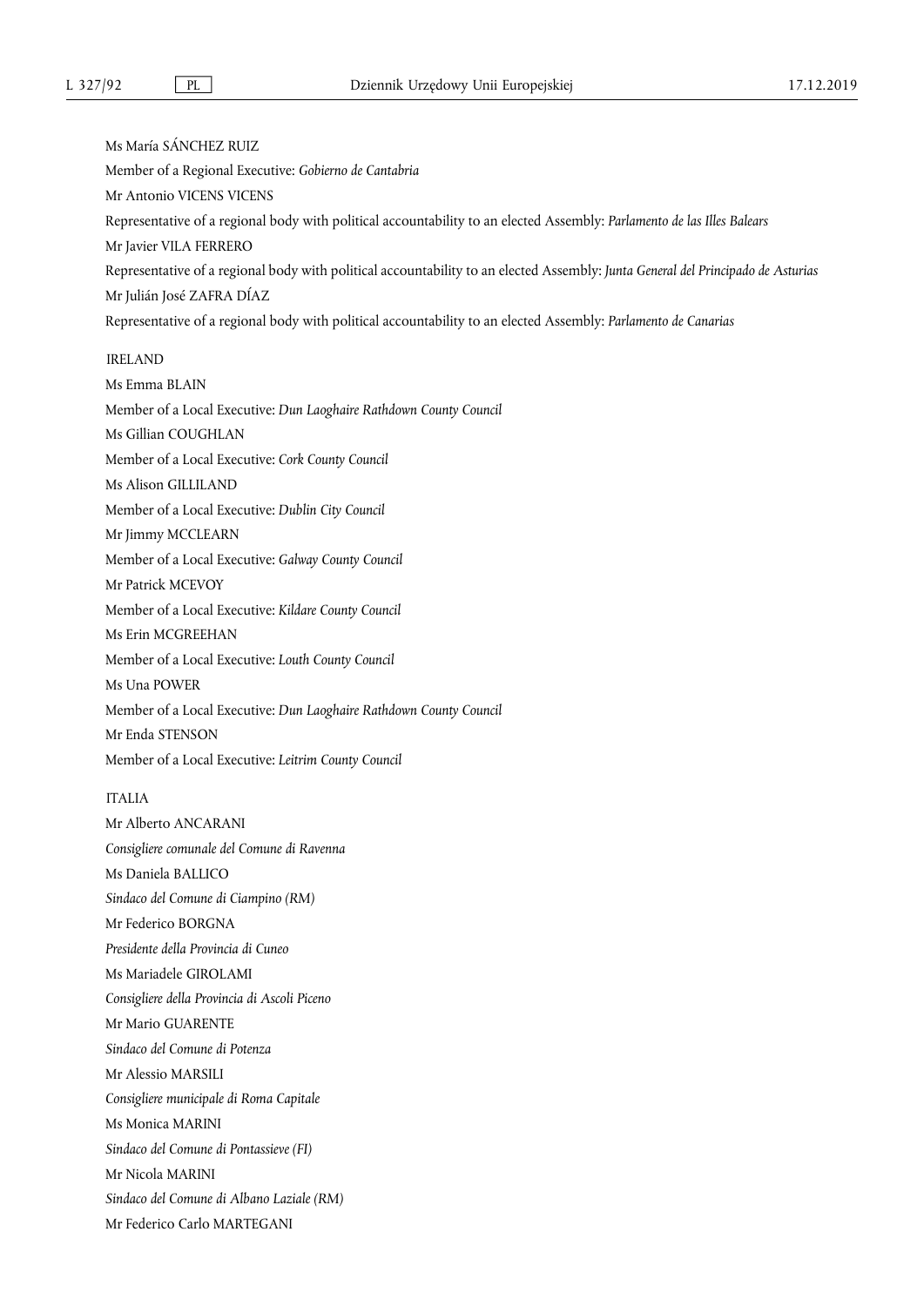Ms María SÁNCHEZ RUIZ

Member of a Regional Executive: *Gobierno de Cantabria*

Mr Antonio VICENS VICENS

Representative of a regional body with political accountability to an elected Assembly: *Parlamento de las Illes Balears*

Mr Javier VILA FERRERO

Representative of a regional body with political accountability to an elected Assembly: *Junta General del Principado de Asturias*

Mr Julián José ZAFRA DÍAZ

Representative of a regional body with political accountability to an elected Assembly: *Parlamento de Canarias*

IRELAND

Ms Emma BLAIN

Member of a Local Executive: *Dun Laoghaire Rathdown County Council*

Ms Gillian COUGHLAN

Member of a Local Executive: *Cork County Council*

Ms Alison GILLILAND

Member of a Local Executive: *Dublin City Council*

Mr Jimmy MCCLEARN

Member of a Local Executive: *Galway County Council*

Mr Patrick MCEVOY

Member of a Local Executive: *Kildare County Council*

Ms Erin MCGREEHAN

Member of a Local Executive: *Louth County Council*

Ms Una POWER

Member of a Local Executive: *Dun Laoghaire Rathdown County Council*

Mr Enda STENSON

Member of a Local Executive: *Leitrim County Council*

ITALIA

Mr Alberto ANCARANI

*Consigliere comunale del Comune di Ravenna*

Ms Daniela BALLICO

*Sindaco del Comune di Ciampino (RM)*

Mr Federico BORGNA

*Presidente della Provincia di Cuneo*

Ms Mariadele GIROLAMI

*Consigliere della Provincia di Ascoli Piceno*

Mr Mario GUARENTE

*Sindaco del Comune di Potenza*

Mr Alessio MARSILI

*Consigliere municipale di Roma Capitale*

Ms Monica MARINI

*Sindaco del Comune di Pontassieve (FI)*

Mr Nicola MARINI

*Sindaco del Comune di Albano Laziale (RM)*

Mr Federico Carlo MARTEGANI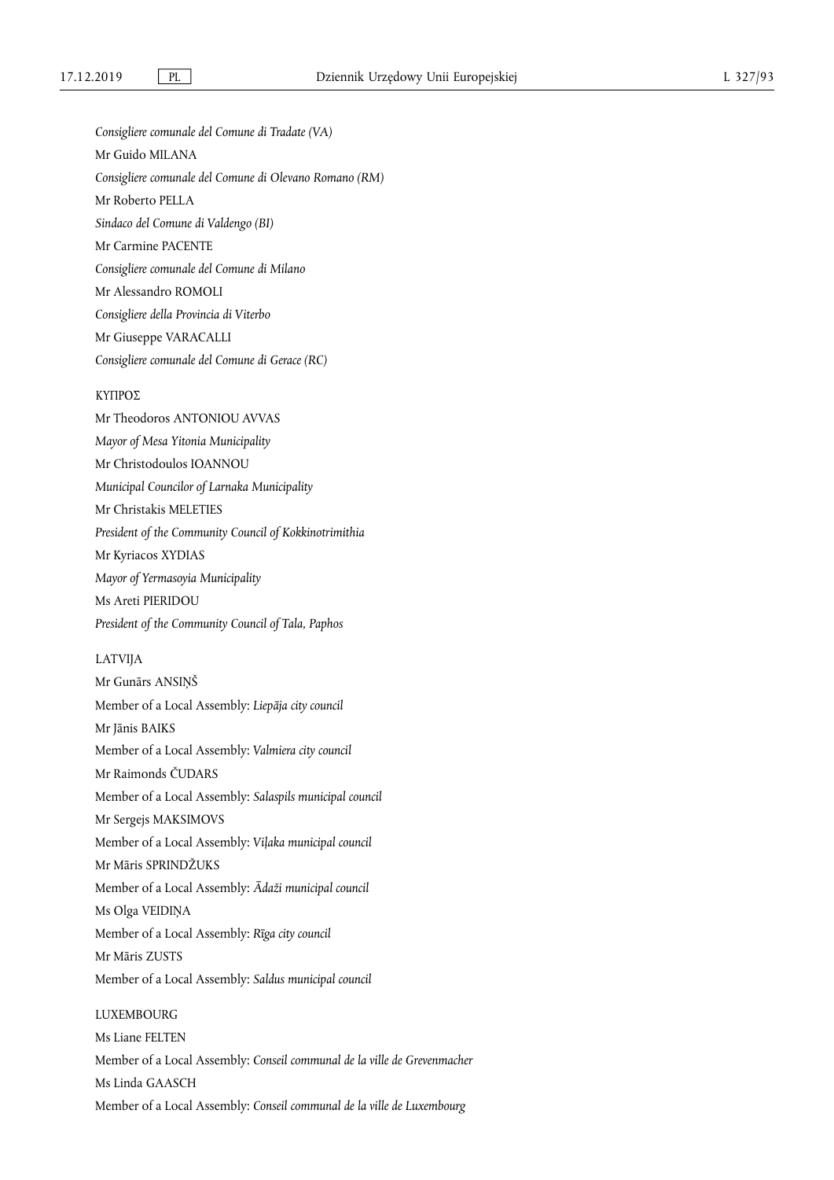*Consigliere comunale del Comune di Tradate (VA)*

Mr Guido MILANA

*Consigliere comunale del Comune di Olevano Romano (RM)*

Mr Roberto PELLA

*Sindaco del Comune di Valdengo (BI)*

Mr Carmine PACENTE

*Consigliere comunale del Comune di Milano*

Mr Alessandro ROMOLI

*Consigliere della Provincia di Viterbo*

Mr Giuseppe VARACALLI

*Consigliere comunale del Comune di Gerace (RC)*

ΚΥΠΡΟΣ

Mr Theodoros ANTONIOU AVVAS

*Mayor of Mesa Yitonia Municipality*

Mr Christodoulos IOANNOU

*Municipal Councilor of Larnaka Municipality*

Mr Christakis MELETIES

*President of the Community Council of Kokkinotrimithia*

Mr Kyriacos XYDIAS

*Mayor of Yermasoyia Municipality*

Ms Areti PIERIDOU

*President of the Community Council of Tala, Paphos*

LATVIJA

Mr Gunārs ANSIŅŠ

Member of a Local Assembly: *Liepāja city council*

Mr Jānis BAIKS

Member of a Local Assembly: *Valmiera city council*

Mr Raimonds ČUDARS

Member of a Local Assembly: *Salaspils municipal council*

Mr Sergejs MAKSIMOVS

Member of a Local Assembly: *Viļaka municipal council*

Mr Māris SPRINDŽUKS

Member of a Local Assembly: *Ādaži municipal council*

Ms Olga VEIDIŅA

Member of a Local Assembly: *Rīga city council*

Mr Māris ZUSTS

Member of a Local Assembly: *Saldus municipal council*

LUXEMBOURG

Ms Liane FELTEN

Member of a Local Assembly: *Conseil communal de la ville de Grevenmacher*

Ms Linda GAASCH

Member of a Local Assembly: *Conseil communal de la ville de Luxembourg*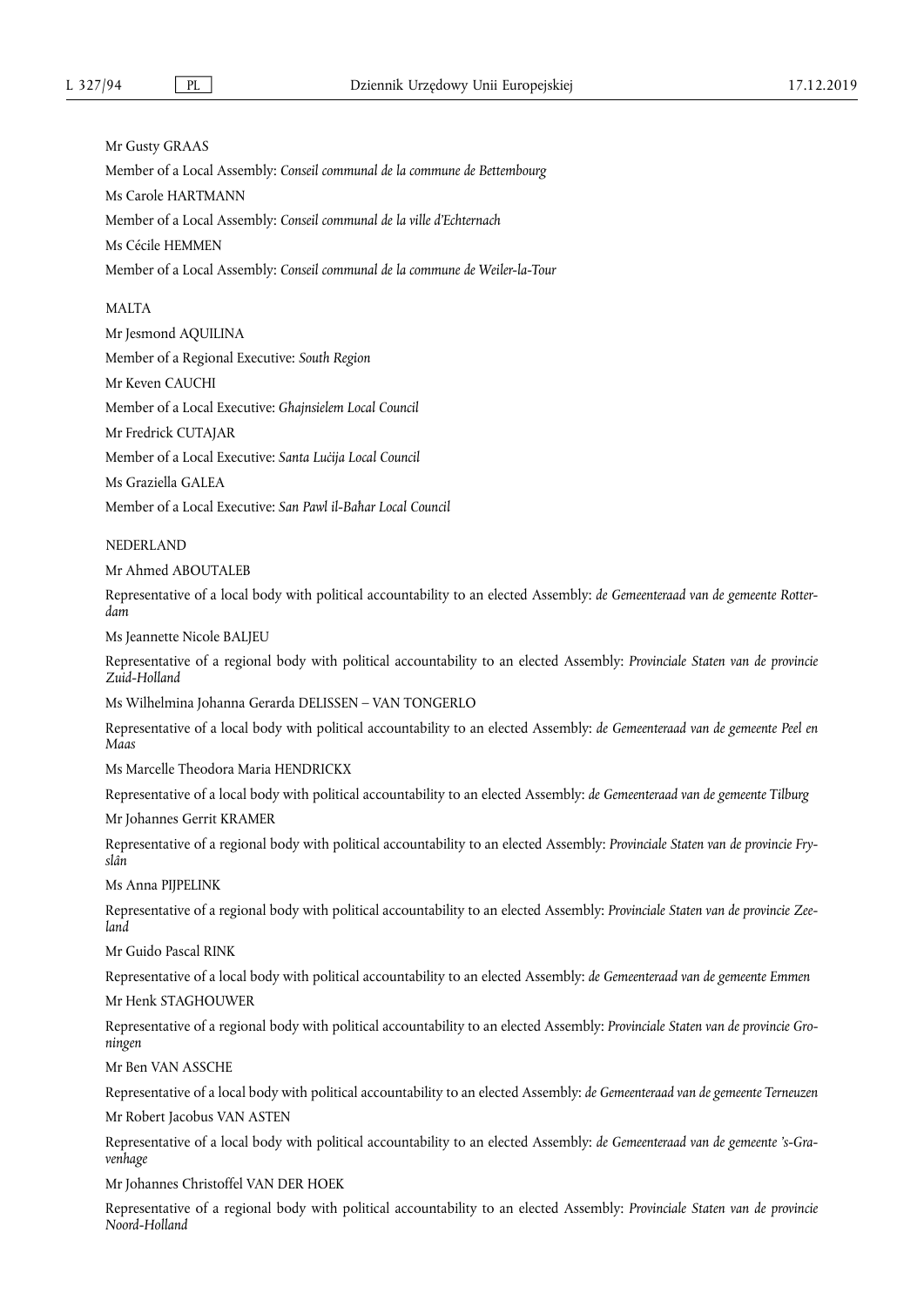Mr Gusty GRAAS

Member of a Local Assembly: *Conseil communal de la commune de Bettembourg*

Ms Carole HARTMANN

Member of a Local Assembly: *Conseil communal de la ville d'Echternach*

Ms Cécile HEMMEN

Member of a Local Assembly: *Conseil communal de la commune de Weiler-la-Tour*

MALTA

Mr Jesmond AQUILINA

Member of a Regional Executive: *South Region*

Mr Keven CAUCHI

Member of a Local Executive: *Għajnsielem Local Council*

Mr Fredrick CUTAJAR

Member of a Local Executive: *Santa Luċija Local Council*

Ms Graziella GALEA

Member of a Local Executive: *San Pawl il-Baħar Local Council*

NEDERLAND

Mr Ahmed ABOUTALEB

Representative of a local body with political accountability to an elected Assembly: *de Gemeenteraad van de gemeente Rotterdam*

Ms Jeannette Nicole BALJEU

Representative of a regional body with political accountability to an elected Assembly: *Provinciale Staten van de provincie Zuid-Holland*

Ms Wilhelmina Johanna Gerarda DELISSEN – VAN TONGERLO

Representative of a local body with political accountability to an elected Assembly: *de Gemeenteraad van de gemeente Peel en Maas*

Ms Marcelle Theodora Maria HENDRICKX

Representative of a local body with political accountability to an elected Assembly: *de Gemeenteraad van de gemeente Tilburg*

Mr Johannes Gerrit KRAMER

Representative of a regional body with political accountability to an elected Assembly: *Provinciale Staten van de provincie Fryslân*

Ms Anna PIJPELINK

Representative of a regional body with political accountability to an elected Assembly: *Provinciale Staten van de provincie Zeeland*

Mr Guido Pascal RINK

Representative of a local body with political accountability to an elected Assembly: *de Gemeenteraad van de gemeente Emmen*

Mr Henk STAGHOUWER

Representative of a regional body with political accountability to an elected Assembly: *Provinciale Staten van de provincie Groningen*

Mr Ben VAN ASSCHE

Representative of a local body with political accountability to an elected Assembly: *de Gemeenteraad van de gemeente Terneuzen*

Mr Robert Jacobus VAN ASTEN

Representative of a local body with political accountability to an elected Assembly: *de Gemeenteraad van de gemeente 's-Gravenhage*

Mr Johannes Christoffel VAN DER HOEK

Representative of a regional body with political accountability to an elected Assembly: *Provinciale Staten van de provincie Noord-Holland*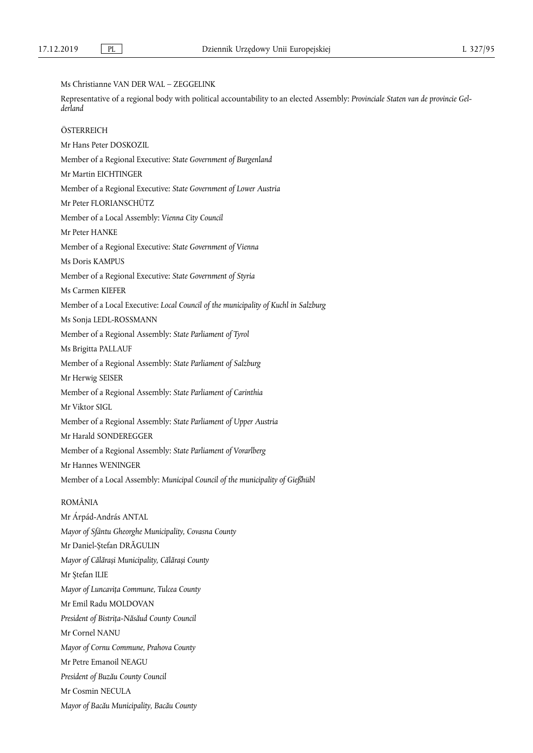Ms Christianne VAN DER WAL – ZEGGELINK

Representative of a regional body with political accountability to an elected Assembly: *Provinciale Staten van de provincie Gelderland*

ÖSTERREICH

Mr Hans Peter DOSKOZIL

Member of a Regional Executive: *State Government of Burgenland*

Mr Martin EICHTINGER

Member of a Regional Executive: *State Government of Lower Austria*

Mr Peter FLORIANSCHÜTZ

Member of a Local Assembly: *Vienna City Council*

Mr Peter HANKE

Member of a Regional Executive: *State Government of Vienna*

Ms Doris KAMPUS

Member of a Regional Executive: *State Government of Styria*

Ms Carmen KIEFER

Member of a Local Executive: *Local Council of the municipality of Kuchl in Salzburg*

Ms Sonja LEDL-ROSSMANN

Member of a Regional Assembly: *State Parliament of Tyrol*

Ms Brigitta PALLAUF

Member of a Regional Assembly: *State Parliament of Salzburg*

Mr Herwig SEISER

Member of a Regional Assembly: *State Parliament of Carinthia*

Mr Viktor SIGL

Member of a Regional Assembly: *State Parliament of Upper Austria*

Mr Harald SONDEREGGER

Member of a Regional Assembly: *State Parliament of Vorarlberg*

Mr Hannes WENINGER

Member of a Local Assembly: *Municipal Council of the municipality of Gießhübl*

ROMÂNIA

Mr Árpád-András ANTAL

*Mayor of Sfântu Gheorghe Municipality, Covasna County*

Mr Daniel-Ștefan DRĂGULIN

*Mayor of Călărași Municipality, Călărași County*

Mr Ștefan ILIE

*Mayor of Luncavița Commune, Tulcea County*

Mr Emil Radu MOLDOVAN

*President of Bistrița-Năsăud County Council*

Mr Cornel NANU

*Mayor of Cornu Commune, Prahova County*

Mr Petre Emanoil NEAGU

*President of Buzău County Council*

Mr Cosmin NECULA

*Mayor of Bacău Municipality, Bacău County*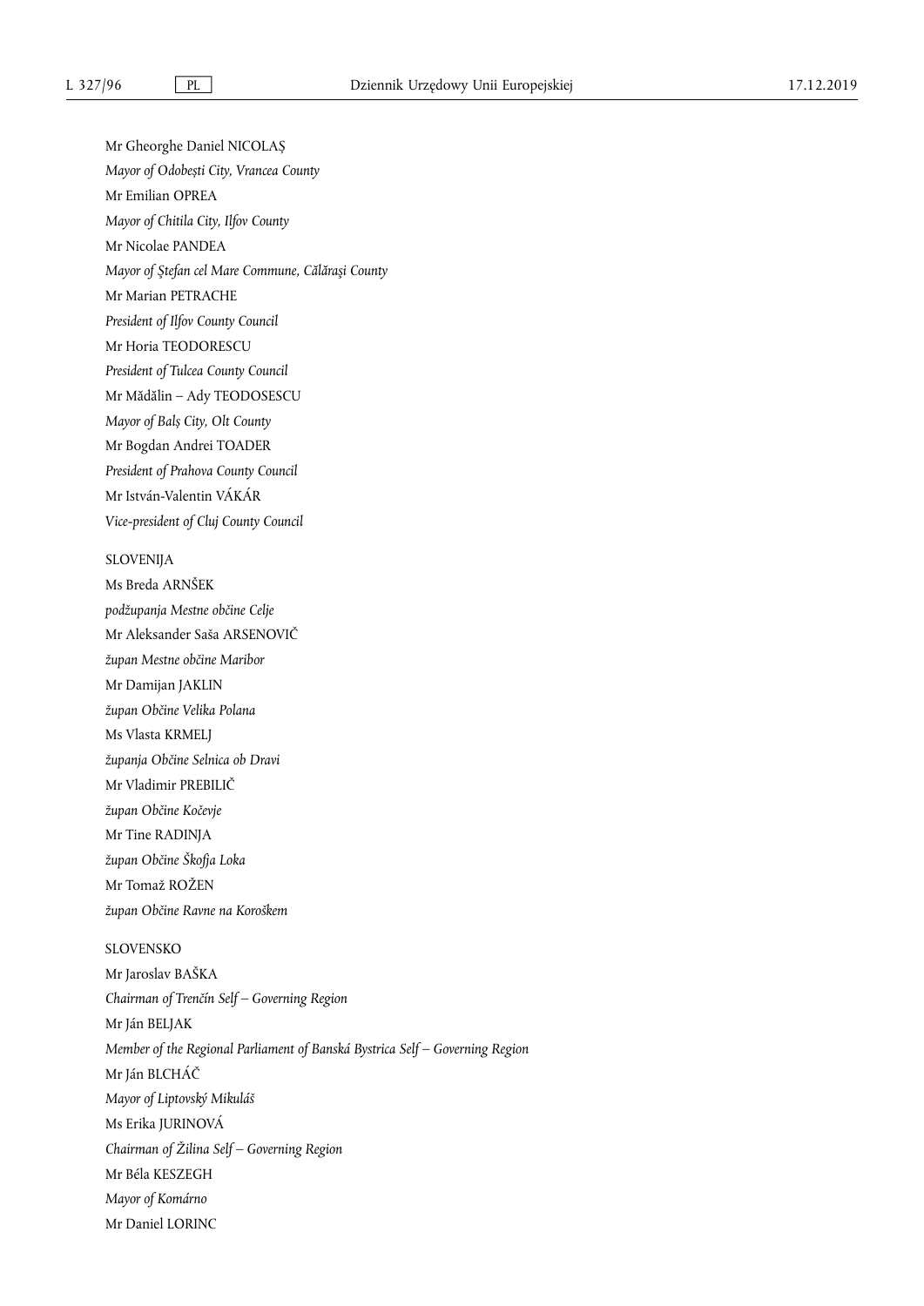Mr Gheorghe Daniel NICOLAȘ

*Mayor of Odobești City, Vrancea County*

Mr Emilian OPREA

*Mayor of Chitila City, Ilfov County*

Mr Nicolae PANDEA

*Mayor of Ştefan cel Mare Commune, Călăraşi County*

Mr Marian PETRACHE

*President of Ilfov County Council*

Mr Horia TEODORESCU

*President of Tulcea County Council*

Mr Mădălin – Ady TEODOSESCU

*Mayor of Balș City, Olt County*

Mr Bogdan Andrei TOADER

*President of Prahova County Council*

Mr István-Valentin VÁKÁR

*Vice-president of Cluj County Council*

SLOVENIJA

Ms Breda ARNŠEK

*podžupanja Mestne občine Celje*

Mr Aleksander Saša ARSENOVIČ

*župan Mestne občine Maribor*

Mr Damijan JAKLIN

*župan Občine Velika Polana*

Ms Vlasta KRMELJ

*županja Občine Selnica ob Dravi*

Mr Vladimir PREBILIČ

*župan Občine Kočevje*

Mr Tine RADINJA

*župan Občine Škofja Loka*

Mr Tomaž ROŽEN

*župan Občine Ravne na Koroškem*

SLOVENSKO

Mr Jaroslav BAŠKA

*Chairman of Trenčín Self – Governing Region*

Mr Ján BELJAK

*Member of the Regional Parliament of Banská Bystrica Self – Governing Region*

Mr Ján BLCHÁČ

*Mayor of Liptovský Mikuláš*

Ms Erika JURINOVÁ

*Chairman of Žilina Self – Governing Region*

Mr Béla KESZEGH

*Mayor of Komárno*

Mr Daniel LORINC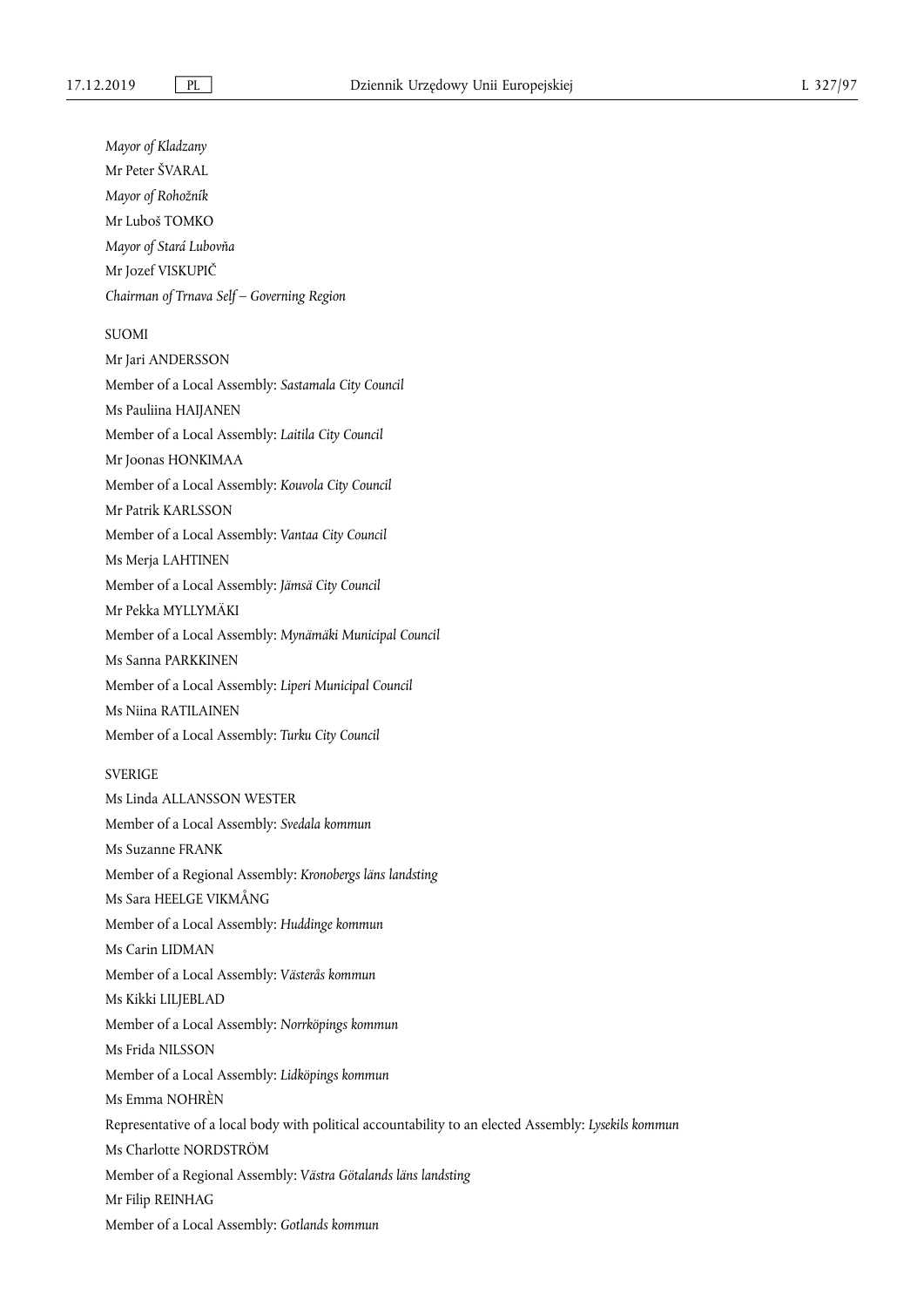*Mayor of Kladzany*

Mr Peter ŠVARAL

*Mayor of Rohožník*

Mr Luboš TOMKO

*Mayor of Stará Lubovňa*

Mr Jozef VISKUPIČ

*Chairman of Trnava Self – Governing Region*

SUOMI

Mr Jari ANDERSSON

Member of a Local Assembly: *Sastamala City Council*

Ms Pauliina HAIJANEN

Member of a Local Assembly: *Laitila City Council*

Mr Joonas HONKIMAA

Member of a Local Assembly: *Kouvola City Council*

Mr Patrik KARLSSON

Member of a Local Assembly: *Vantaa City Council*

Ms Merja LAHTINEN

Member of a Local Assembly: *Jämsä City Council*

Mr Pekka MYLLYMÄKI

Member of a Local Assembly: *Mynämäki Municipal Council*

Ms Sanna PARKKINEN

Member of a Local Assembly: *Liperi Municipal Council*

Ms Niina RATILAINEN

Member of a Local Assembly: *Turku City Council*

SVERIGE

Ms Linda ALLANSSON WESTER

Member of a Local Assembly: *Svedala kommun*

Ms Suzanne FRANK

Member of a Regional Assembly: *Kronobergs läns landsting*

Ms Sara HEELGE VIKMÅNG

Member of a Local Assembly: *Huddinge kommun*

Ms Carin LIDMAN

Member of a Local Assembly: *Västerås kommun*

Ms Kikki LILJEBLAD

Member of a Local Assembly: *Norrköpings kommun*

Ms Frida NILSSON

Member of a Local Assembly: *Lidköpings kommun*

Ms Emma NOHRÈN

Representative of a local body with political accountability to an elected Assembly: *Lysekils kommun*

Ms Charlotte NORDSTRÖM

Member of a Regional Assembly: *Västra Götalands läns landsting*

Mr Filip REINHAG

Member of a Local Assembly: *Gotlands kommun*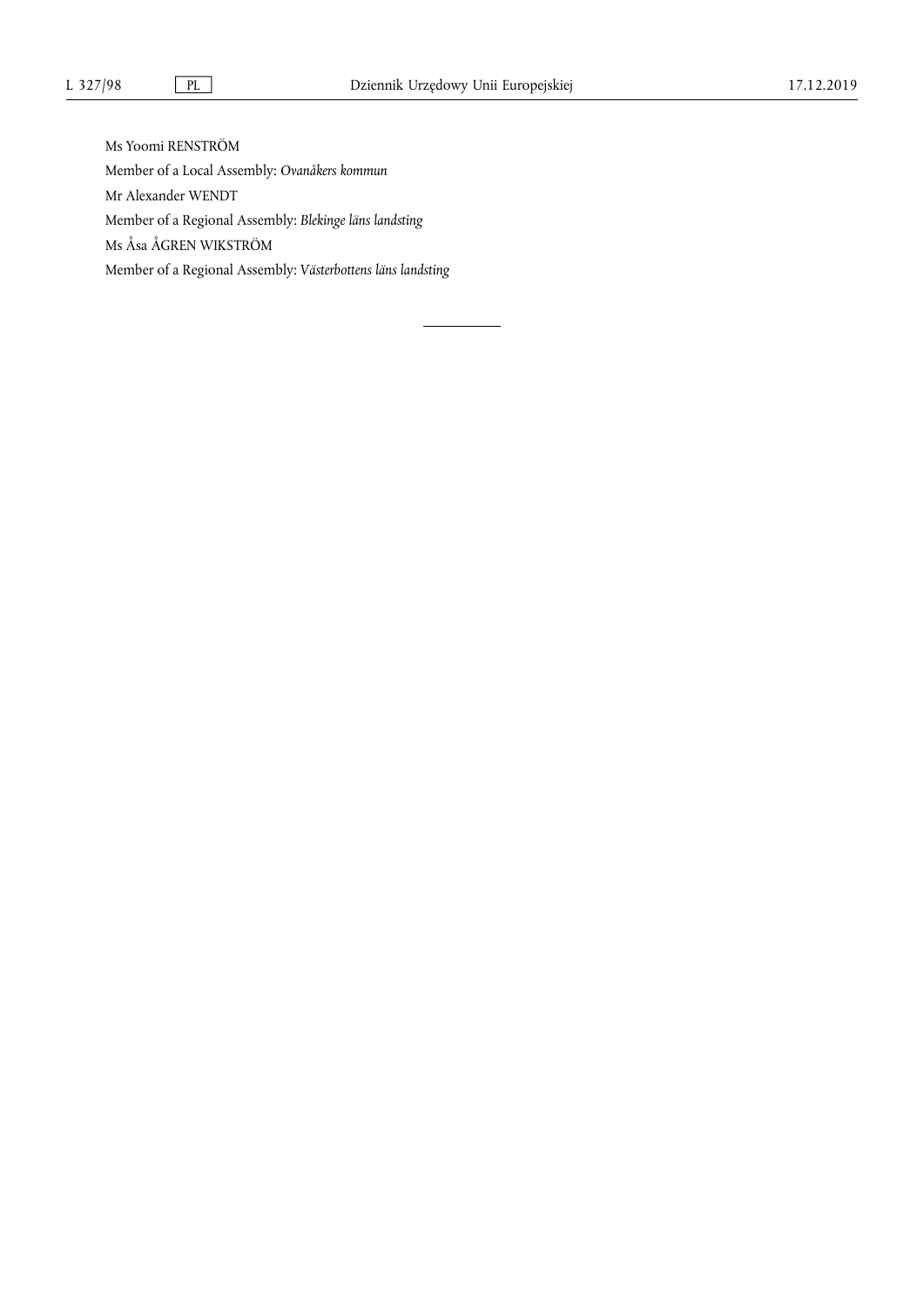Ms Yoomi RENSTRÖM

Member of a Local Assembly: *Ovanåkers kommun*

Mr Alexander WENDT

Member of a Regional Assembly: *Blekinge läns landsting*

Ms Åsa ÅGREN WIKSTRÖM

Member of a Regional Assembly: *Västerbottens läns landsting*